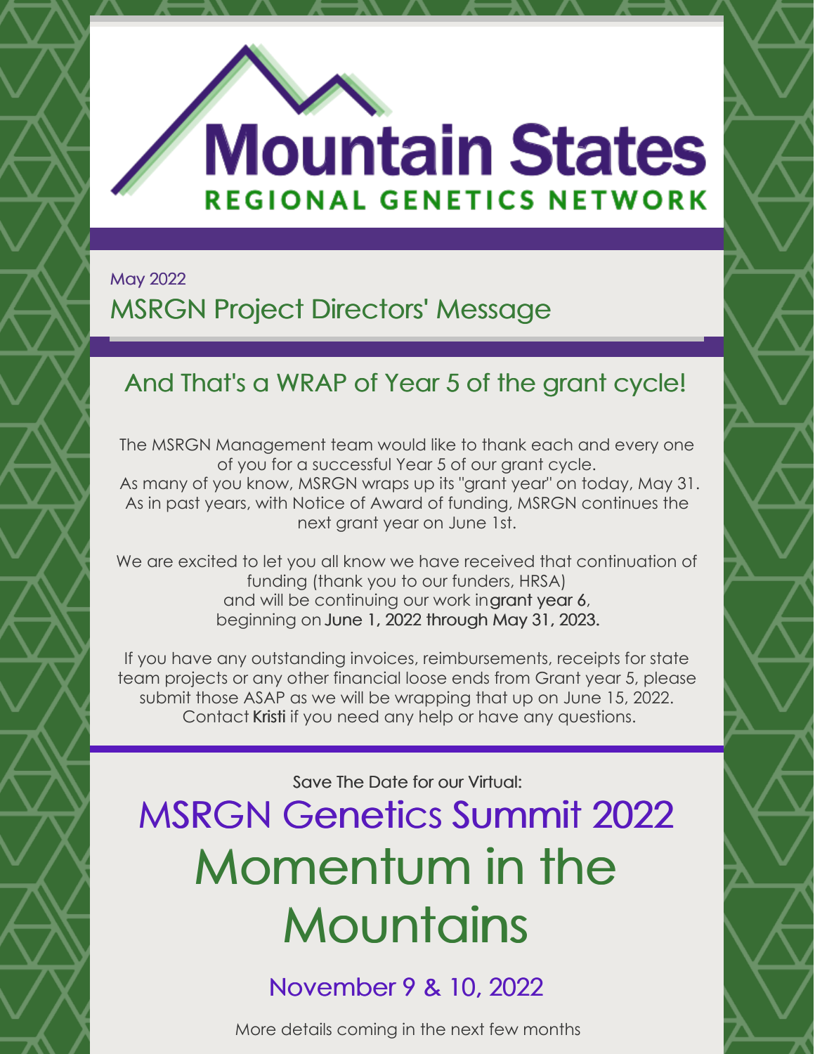# Mountain States

## REGIONAL GENETICS NETWORK

May 2022

## MSRGN Project Directors' Message

### And That's a WRAP of Year 5 of the grant cycle!

The MSRGN Management team would like to thank each and every one of you for a successful Year 5 of our grant cycle.
As many of you know, MSRGN wraps up its "grant year" on today, May 31. As in past years, with Notice of Award of funding, MSRGN continues the next grant year on June 1st.

We are excited to let you all know we have received that continuation of funding (thank you to our funders, HRSA) and will be continuing our work ingrant year 6, beginning on June 1, 2022 through May 31, 2023.

If you have any outstanding invoices, reimbursements, receipts for state team projects or any other financial loose ends from Grant year 5, please submit those ASAP as we will be wrapping that up on June 15, 2022. Contact Kristi if you need any help or have any questions.

Save The Date for our Virtual:

# MSRGN Genetics Summit 2022

# Momentum in the Mountains

### November 9 & 10, 2022

More details coming in the next few months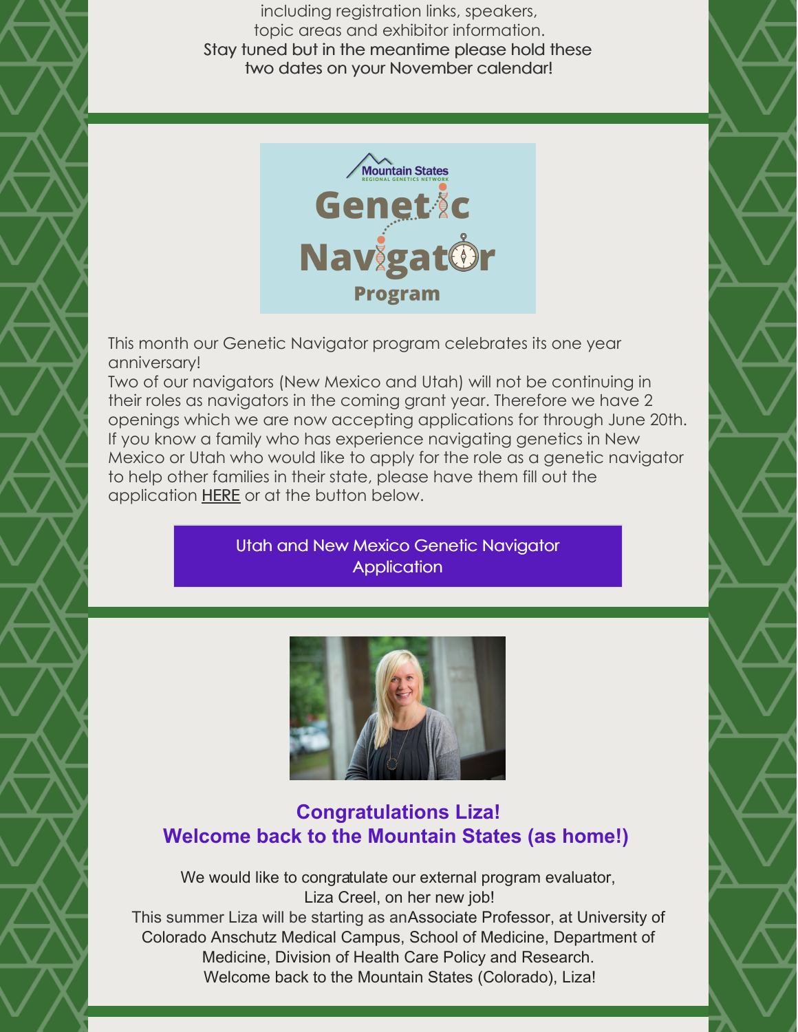including registration links, speakers, topic areas and exhibitor information.
Stay tuned but in the meantime please hold these two dates on your November calendar!

This month our Genetic Navigator program celebrates its one year anniversary!
Two of our navigators (New Mexico and Utah) will not be continuing in their roles as navigators in the coming grant year. Therefore we have 2 openings which we are now accepting applications for through June 20th. If you know a family who has experience navigating genetics in New Mexico or Utah who would like to apply for the role as a genetic navigator to help other families in their state, please have them fill out the application HERE or at the button below.

Utah and New Mexico Genetic Navigator Application

### Congratulations Liza!
### Welcome back to the Mountain States (as home!)

We would like to congratulate our external program evaluator, Liza Creel, on her new job!
This summer Liza will be starting as anAssociate Professor, at University of Colorado Anschutz Medical Campus, School of Medicine, Department of Medicine, Division of Health Care Policy and Research.
Welcome back to the Mountain States (Colorado), Liza!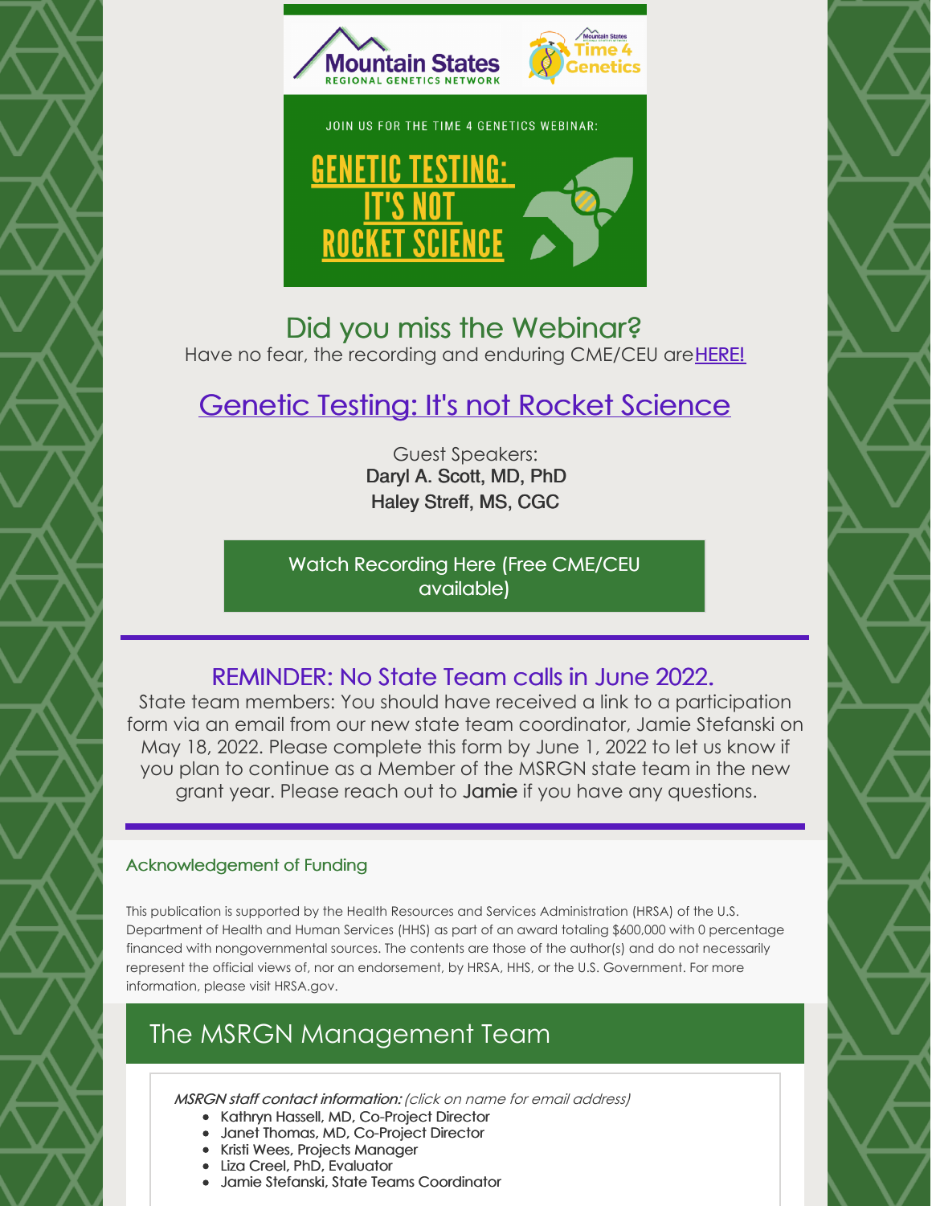Mountain States Regional Genetics Network

Mountain States Time 4 Genetics

JOIN US FOR THE TIME 4 GENETICS WEBINAR:

GENETIC TESTING: IT'S NOT ROCKET SCIENCE

## Did you miss the Webinar?

Have no fear, the recording and enduring CME/CEU are HERE!

## Genetic Testing: It's not Rocket Science

Guest Speakers:
**Daryl A. Scott, MD, PhD**
**Haley Streff, MS, CGC**

Watch Recording Here (Free CME/CEU available)

---

## REMINDER: No State Team calls in June 2022.

State team members: You should have received a link to a participation form via an email from our new state team coordinator, Jamie Stefanski on May 18, 2022. Please complete this form by June 1, 2022 to let us know if you plan to continue as a Member of the MSRGN state team in the new grant year. Please reach out to Jamie if you have any questions.

---

### Acknowledgement of Funding

This publication is supported by the Health Resources and Services Administration (HRSA) of the U.S. Department of Health and Human Services (HHS) as part of an award totaling $600,000 with 0 percentage financed with nongovernmental sources. The contents are those of the author(s) and do not necessarily represent the official views of, nor an endorsement, by HRSA, HHS, or the U.S. Government. For more information, please visit HRSA.gov.

## The MSRGN Management Team

*MSRGN staff contact information: (click on name for email address)*

- Kathryn Hassell, MD, Co-Project Director
- Janet Thomas, MD, Co-Project Director
- Kristi Wees, Projects Manager
- Liza Creel, PhD, Evaluator
- Jamie Stefanski, State Teams Coordinator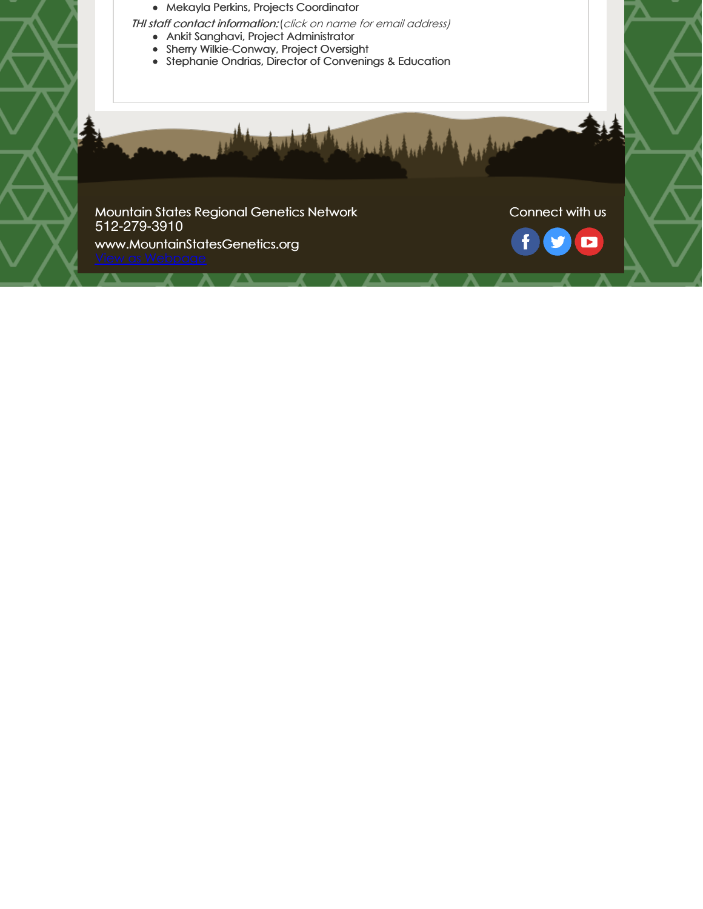- Mekayla Perkins, Projects Coordinator

*THI staff contact information:* (*click on name for email address*)

- Ankit Sanghavi, Project Administrator
- Sherry Wilkie-Conway, Project Oversight
- Stephanie Ondrias, Director of Convenings & Education

Mountain States Regional Genetics Network
512-279-3910
www.MountainStatesGenetics.org
View as Webpage

Connect with us